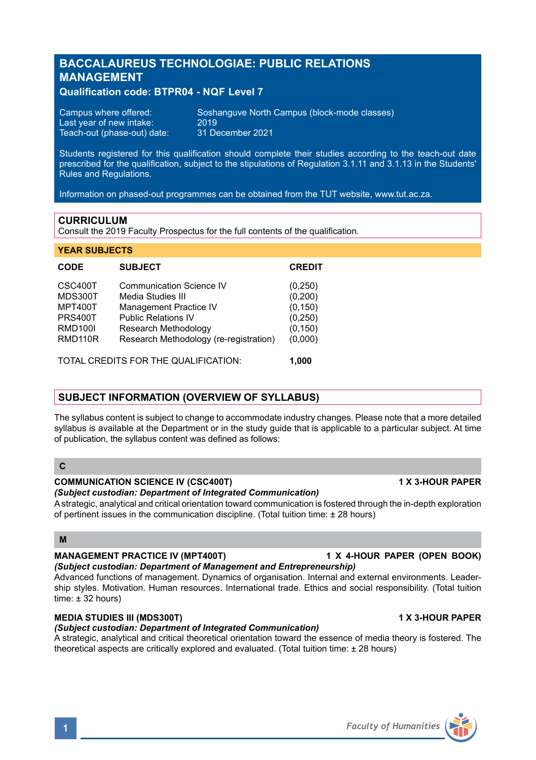# BACCALAUREUS TECHNOLOGIAE: PUBLIC RELATIONS MANAGEMENT

**Qualification code: BTPR04 - NQF Level 7**

Campus where offered: Soshanguve North Campus (block-mode classes)
Last year of new intake: 2019
Teach-out (phase-out) date: 31 December 2021

Students registered for this qualification should complete their studies according to the teach-out date prescribed for the qualification, subject to the stipulations of Regulation 3.1.11 and 3.1.13 in the Students' Rules and Regulations.

Information on phased-out programmes can be obtained from the TUT website, www.tut.ac.za.

## CURRICULUM

Consult the 2019 Faculty Prospectus for the full contents of the qualification.

### YEAR SUBJECTS

| CODE | SUBJECT | CREDIT |
|---|---|---|
| CSC400T | Communication Science IV | (0,250) |
| MDS300T | Media Studies III | (0,200) |
| MPT400T | Management Practice IV | (0,150) |
| PRS400T | Public Relations IV | (0,250) |
| RMD100I | Research Methodology | (0,150) |
| RMD110R | Research Methodology (re-registration) | (0,000) |

TOTAL CREDITS FOR THE QUALIFICATION: **1,000**

## SUBJECT INFORMATION (OVERVIEW OF SYLLABUS)

The syllabus content is subject to change to accommodate industry changes. Please note that a more detailed syllabus is available at the Department or in the study guide that is applicable to a particular subject. At time of publication, the syllabus content was defined as follows:

### C

**COMMUNICATION SCIENCE IV (CSC400T)** **1 X 3-HOUR PAPER**
***(Subject custodian: Department of Integrated Communication)***
A strategic, analytical and critical orientation toward communication is fostered through the in-depth exploration of pertinent issues in the communication discipline. (Total tuition time: ± 28 hours)

### M

**MANAGEMENT PRACTICE IV (MPT400T)** **1 X 4-HOUR PAPER (OPEN BOOK)**
***(Subject custodian: Department of Management and Entrepreneurship)***
Advanced functions of management. Dynamics of organisation. Internal and external environments. Leadership styles. Motivation. Human resources. International trade. Ethics and social responsibility. (Total tuition time: ± 32 hours)

**MEDIA STUDIES III (MDS300T)** **1 X 3-HOUR PAPER**
***(Subject custodian: Department of Integrated Communication)***
A strategic, analytical and critical theoretical orientation toward the essence of media theory is fostered. The theoretical aspects are critically explored and evaluated. (Total tuition time: ± 28 hours)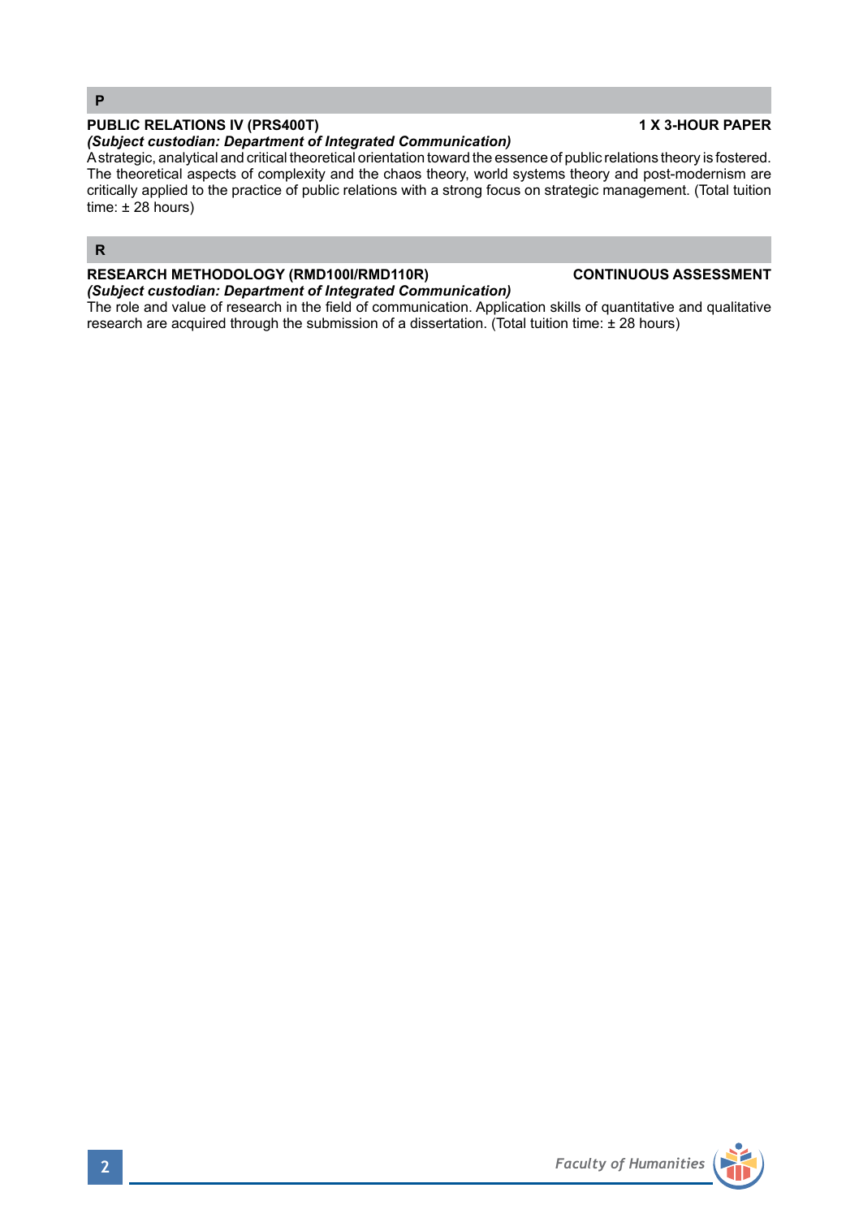## P

**PUBLIC RELATIONS IV (PRS400T)** **1 X 3-HOUR PAPER**

***(Subject custodian: Department of Integrated Communication)***

A strategic, analytical and critical theoretical orientation toward the essence of public relations theory is fostered. The theoretical aspects of complexity and the chaos theory, world systems theory and post-modernism are critically applied to the practice of public relations with a strong focus on strategic management. (Total tuition time: ± 28 hours)

## R

**RESEARCH METHODOLOGY (RMD100I/RMD110R)** **CONTINUOUS ASSESSMENT**

***(Subject custodian: Department of Integrated Communication)***

The role and value of research in the field of communication. Application skills of quantitative and qualitative research are acquired through the submission of a dissertation. (Total tuition time: ± 28 hours)